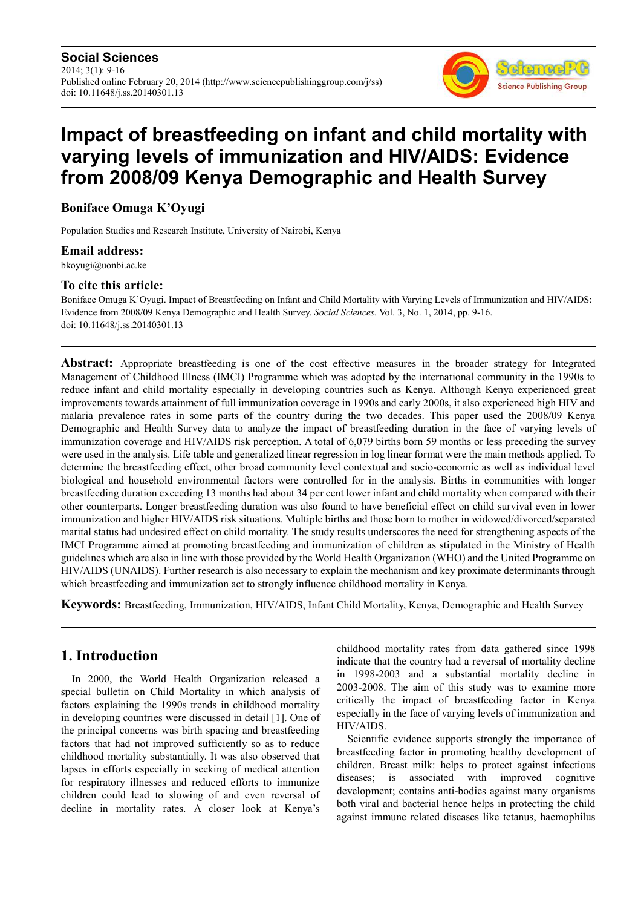**Social Sciences**
2014; 3(1): 9-16
Published online February 20, 2014 (http://www.sciencepublishinggroup.com/j/ss)
doi: 10.11648/j.ss.20140301.13

# Impact of breastfeeding on infant and child mortality with varying levels of immunization and HIV/AIDS: Evidence from 2008/09 Kenya Demographic and Health Survey

**Boniface Omuga K'Oyugi**

Population Studies and Research Institute, University of Nairobi, Kenya

### Email address:

bkoyugi@uonbi.ac.ke

### To cite this article:

Boniface Omuga K'Oyugi. Impact of Breastfeeding on Infant and Child Mortality with Varying Levels of Immunization and HIV/AIDS: Evidence from 2008/09 Kenya Demographic and Health Survey. *Social Sciences.* Vol. 3, No. 1, 2014, pp. 9-16.
doi: 10.11648/j.ss.20140301.13

---

**Abstract:** Appropriate breastfeeding is one of the cost effective measures in the broader strategy for Integrated Management of Childhood Illness (IMCI) Programme which was adopted by the international community in the 1990s to reduce infant and child mortality especially in developing countries such as Kenya. Although Kenya experienced great improvements towards attainment of full immunization coverage in 1990s and early 2000s, it also experienced high HIV and malaria prevalence rates in some parts of the country during the two decades. This paper used the 2008/09 Kenya Demographic and Health Survey data to analyze the impact of breastfeeding duration in the face of varying levels of immunization coverage and HIV/AIDS risk perception. A total of 6,079 births born 59 months or less preceding the survey were used in the analysis. Life table and generalized linear regression in log linear format were the main methods applied. To determine the breastfeeding effect, other broad community level contextual and socio-economic as well as individual level biological and household environmental factors were controlled for in the analysis. Births in communities with longer breastfeeding duration exceeding 13 months had about 34 per cent lower infant and child mortality when compared with their other counterparts. Longer breastfeeding duration was also found to have beneficial effect on child survival even in lower immunization and higher HIV/AIDS risk situations. Multiple births and those born to mother in widowed/divorced/separated marital status had undesired effect on child mortality. The study results underscores the need for strengthening aspects of the IMCI Programme aimed at promoting breastfeeding and immunization of children as stipulated in the Ministry of Health guidelines which are also in line with those provided by the World Health Organization (WHO) and the United Programme on HIV/AIDS (UNAIDS). Further research is also necessary to explain the mechanism and key proximate determinants through which breastfeeding and immunization act to strongly influence childhood mortality in Kenya.

**Keywords:** Breastfeeding, Immunization, HIV/AIDS, Infant Child Mortality, Kenya, Demographic and Health Survey

---

## 1. Introduction

In 2000, the World Health Organization released a special bulletin on Child Mortality in which analysis of factors explaining the 1990s trends in childhood mortality in developing countries were discussed in detail [1]. One of the principal concerns was birth spacing and breastfeeding factors that had not improved sufficiently so as to reduce childhood mortality substantially. It was also observed that lapses in efforts especially in seeking of medical attention for respiratory illnesses and reduced efforts to immunize children could lead to slowing of and even reversal of decline in mortality rates. A closer look at Kenya's childhood mortality rates from data gathered since 1998 indicate that the country had a reversal of mortality decline in 1998-2003 and a substantial mortality decline in 2003-2008. The aim of this study was to examine more critically the impact of breastfeeding factor in Kenya especially in the face of varying levels of immunization and HIV/AIDS.

Scientific evidence supports strongly the importance of breastfeeding factor in promoting healthy development of children. Breast milk: helps to protect against infectious diseases; is associated with improved cognitive development; contains anti-bodies against many organisms both viral and bacterial hence helps in protecting the child against immune related diseases like tetanus, haemophilus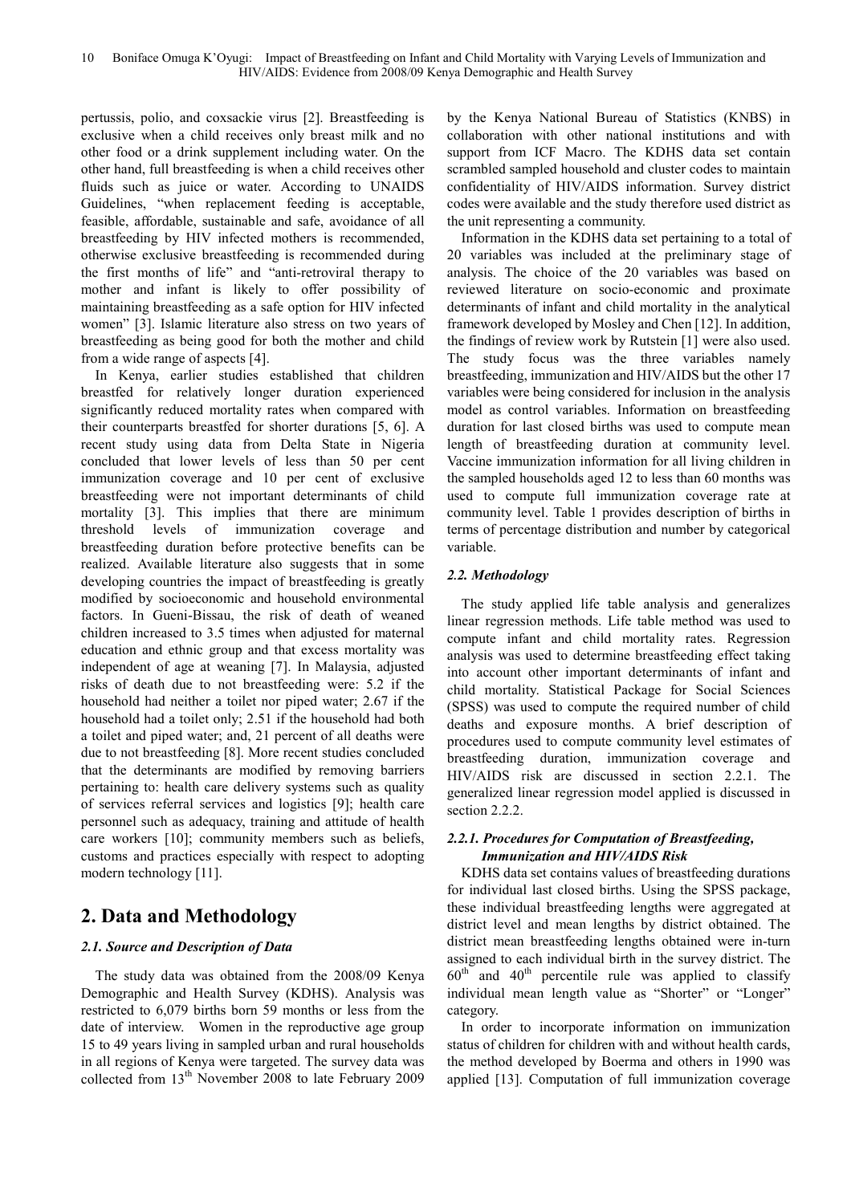pertussis, polio, and coxsackie virus [2]. Breastfeeding is exclusive when a child receives only breast milk and no other food or a drink supplement including water. On the other hand, full breastfeeding is when a child receives other fluids such as juice or water. According to UNAIDS Guidelines, "when replacement feeding is acceptable, feasible, affordable, sustainable and safe, avoidance of all breastfeeding by HIV infected mothers is recommended, otherwise exclusive breastfeeding is recommended during the first months of life" and "anti-retroviral therapy to mother and infant is likely to offer possibility of maintaining breastfeeding as a safe option for HIV infected women" [3]. Islamic literature also stress on two years of breastfeeding as being good for both the mother and child from a wide range of aspects [4].

In Kenya, earlier studies established that children breastfed for relatively longer duration experienced significantly reduced mortality rates when compared with their counterparts breastfed for shorter durations [5, 6]. A recent study using data from Delta State in Nigeria concluded that lower levels of less than 50 per cent immunization coverage and 10 per cent of exclusive breastfeeding were not important determinants of child mortality [3]. This implies that there are minimum threshold levels of immunization coverage and breastfeeding duration before protective benefits can be realized. Available literature also suggests that in some developing countries the impact of breastfeeding is greatly modified by socioeconomic and household environmental factors. In Gueni-Bissau, the risk of death of weaned children increased to 3.5 times when adjusted for maternal education and ethnic group and that excess mortality was independent of age at weaning [7]. In Malaysia, adjusted risks of death due to not breastfeeding were: 5.2 if the household had neither a toilet nor piped water; 2.67 if the household had a toilet only; 2.51 if the household had both a toilet and piped water; and, 21 percent of all deaths were due to not breastfeeding [8]. More recent studies concluded that the determinants are modified by removing barriers pertaining to: health care delivery systems such as quality of services referral services and logistics [9]; health care personnel such as adequacy, training and attitude of health care workers [10]; community members such as beliefs, customs and practices especially with respect to adopting modern technology [11].

## 2. Data and Methodology

### *2.1. Source and Description of Data*

The study data was obtained from the 2008/09 Kenya Demographic and Health Survey (KDHS). Analysis was restricted to 6,079 births born 59 months or less from the date of interview. Women in the reproductive age group 15 to 49 years living in sampled urban and rural households in all regions of Kenya were targeted. The survey data was collected from 13th November 2008 to late February 2009 by the Kenya National Bureau of Statistics (KNBS) in collaboration with other national institutions and with support from ICF Macro. The KDHS data set contain scrambled sampled household and cluster codes to maintain confidentiality of HIV/AIDS information. Survey district codes were available and the study therefore used district as the unit representing a community.

Information in the KDHS data set pertaining to a total of 20 variables was included at the preliminary stage of analysis. The choice of the 20 variables was based on reviewed literature on socio-economic and proximate determinants of infant and child mortality in the analytical framework developed by Mosley and Chen [12]. In addition, the findings of review work by Rutstein [1] were also used. The study focus was the three variables namely breastfeeding, immunization and HIV/AIDS but the other 17 variables were being considered for inclusion in the analysis model as control variables. Information on breastfeeding duration for last closed births was used to compute mean length of breastfeeding duration at community level. Vaccine immunization information for all living children in the sampled households aged 12 to less than 60 months was used to compute full immunization coverage rate at community level. Table 1 provides description of births in terms of percentage distribution and number by categorical variable.

### *2.2. Methodology*

The study applied life table analysis and generalizes linear regression methods. Life table method was used to compute infant and child mortality rates. Regression analysis was used to determine breastfeeding effect taking into account other important determinants of infant and child mortality. Statistical Package for Social Sciences (SPSS) was used to compute the required number of child deaths and exposure months. A brief description of procedures used to compute community level estimates of breastfeeding duration, immunization coverage and HIV/AIDS risk are discussed in section 2.2.1. The generalized linear regression model applied is discussed in section 2.2.2.

#### *2.2.1. Procedures for Computation of Breastfeeding, Immunization and HIV/AIDS Risk*

KDHS data set contains values of breastfeeding durations for individual last closed births. Using the SPSS package, these individual breastfeeding lengths were aggregated at district level and mean lengths by district obtained. The district mean breastfeeding lengths obtained were in-turn assigned to each individual birth in the survey district. The $60^{th}$ and $40^{th}$ percentile rule was applied to classify individual mean length value as "Shorter" or "Longer" category.

In order to incorporate information on immunization status of children for children with and without health cards, the method developed by Boerma and others in 1990 was applied [13]. Computation of full immunization coverage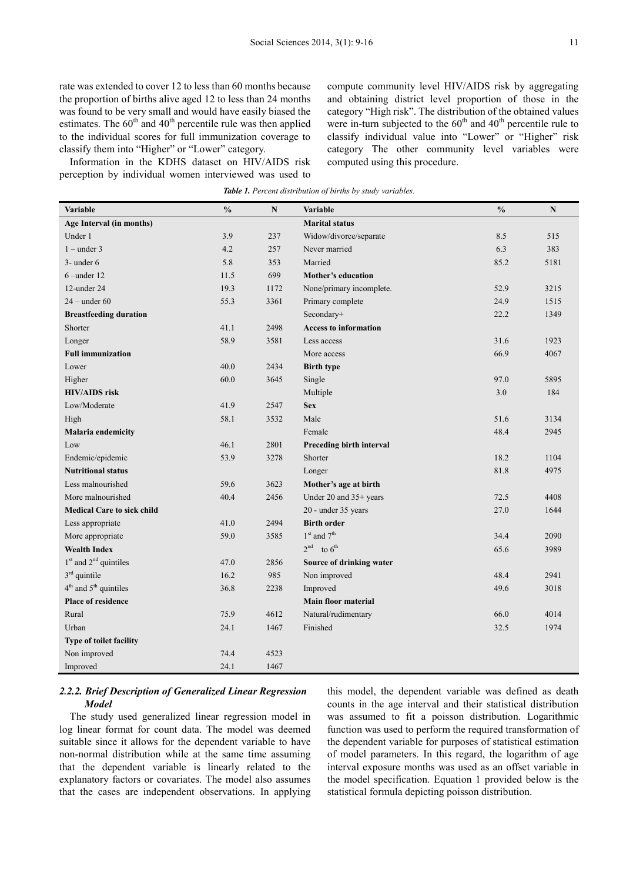rate was extended to cover 12 to less than 60 months because the proportion of births alive aged 12 to less than 24 months was found to be very small and would have easily biased the estimates. The 60th and 40th percentile rule was then applied to the individual scores for full immunization coverage to classify them into "Higher" or "Lower" category.

Information in the KDHS dataset on HIV/AIDS risk perception by individual women interviewed was used to compute community level HIV/AIDS risk by aggregating and obtaining district level proportion of those in the category "High risk". The distribution of the obtained values were in-turn subjected to the 60th and 40th percentile rule to classify individual value into "Lower" or "Higher" risk category The other community level variables were computed using this procedure.

*Table 1. Percent distribution of births by study variables.*

| Variable | % | N | Variable | % | N |
|---|---|---|---|---|---|
| **Age Interval (in months)** | | | **Marital status** | | |
| Under 1 | 3.9 | 237 | Widow/divorce/separate | 8.5 | 515 |
| 1 – under 3 | 4.2 | 257 | Never married | 6.3 | 383 |
| 3- under 6 | 5.8 | 353 | Married | 85.2 | 5181 |
| 6 –under 12 | 11.5 | 699 | **Mother's education** | | |
| 12-under 24 | 19.3 | 1172 | None/primary incomplete. | 52.9 | 3215 |
| 24 – under 60 | 55.3 | 3361 | Primary complete | 24.9 | 1515 |
| **Breastfeeding duration** | | | Secondary+ | 22.2 | 1349 |
| Shorter | 41.1 | 2498 | **Access to information** | | |
| Longer | 58.9 | 3581 | Less access | 31.6 | 1923 |
| **Full immunization** | | | More access | 66.9 | 4067 |
| Lower | 40.0 | 2434 | **Birth type** | | |
| Higher | 60.0 | 3645 | Single | 97.0 | 5895 |
| **HIV/AIDS risk** | | | Multiple | 3.0 | 184 |
| Low/Moderate | 41.9 | 2547 | **Sex** | | |
| High | 58.1 | 3532 | Male | 51.6 | 3134 |
| **Malaria endemicity** | | | Female | 48.4 | 2945 |
| Low | 46.1 | 2801 | **Preceding birth interval** | | |
| Endemic/epidemic | 53.9 | 3278 | Shorter | 18.2 | 1104 |
| **Nutritional status** | | | Longer | 81.8 | 4975 |
| Less malnourished | 59.6 | 3623 | **Mother's age at birth** | | |
| More malnourished | 40.4 | 2456 | Under 20 and 35+ years | 72.5 | 4408 |
| **Medical Care to sick child** | | | 20 - under 35 years | 27.0 | 1644 |
| Less appropriate | 41.0 | 2494 | **Birth order** | | |
| More appropriate | 59.0 | 3585 | 1st and 7th | 34.4 | 2090 |
| **Wealth Index** | | | 2nd to 6th | 65.6 | 3989 |
| 1st and 2nd quintiles | 47.0 | 2856 | **Source of drinking water** | | |
| 3rd quintile | 16.2 | 985 | Non improved | 48.4 | 2941 |
| 4th and 5th quintiles | 36.8 | 2238 | Improved | 49.6 | 3018 |
| **Place of residence** | | | **Main floor material** | | |
| Rural | 75.9 | 4612 | Natural/rudimentary | 66.0 | 4014 |
| Urban | 24.1 | 1467 | Finished | 32.5 | 1974 |
| **Type of toilet facility** | | | | | |
| Non improved | 74.4 | 4523 | | | |
| Improved | 24.1 | 1467 | | | |

### *2.2.2. Brief Description of Generalized Linear Regression Model*

The study used generalized linear regression model in log linear format for count data. The model was deemed suitable since it allows for the dependent variable to have non-normal distribution while at the same time assuming that the dependent variable is linearly related to the explanatory factors or covariates. The model also assumes that the cases are independent observations. In applying this model, the dependent variable was defined as death counts in the age interval and their statistical distribution was assumed to fit a poisson distribution. Logarithmic function was used to perform the required transformation of the dependent variable for purposes of statistical estimation of model parameters. In this regard, the logarithm of age interval exposure months was used as an offset variable in the model specification. Equation 1 provided below is the statistical formula depicting poisson distribution.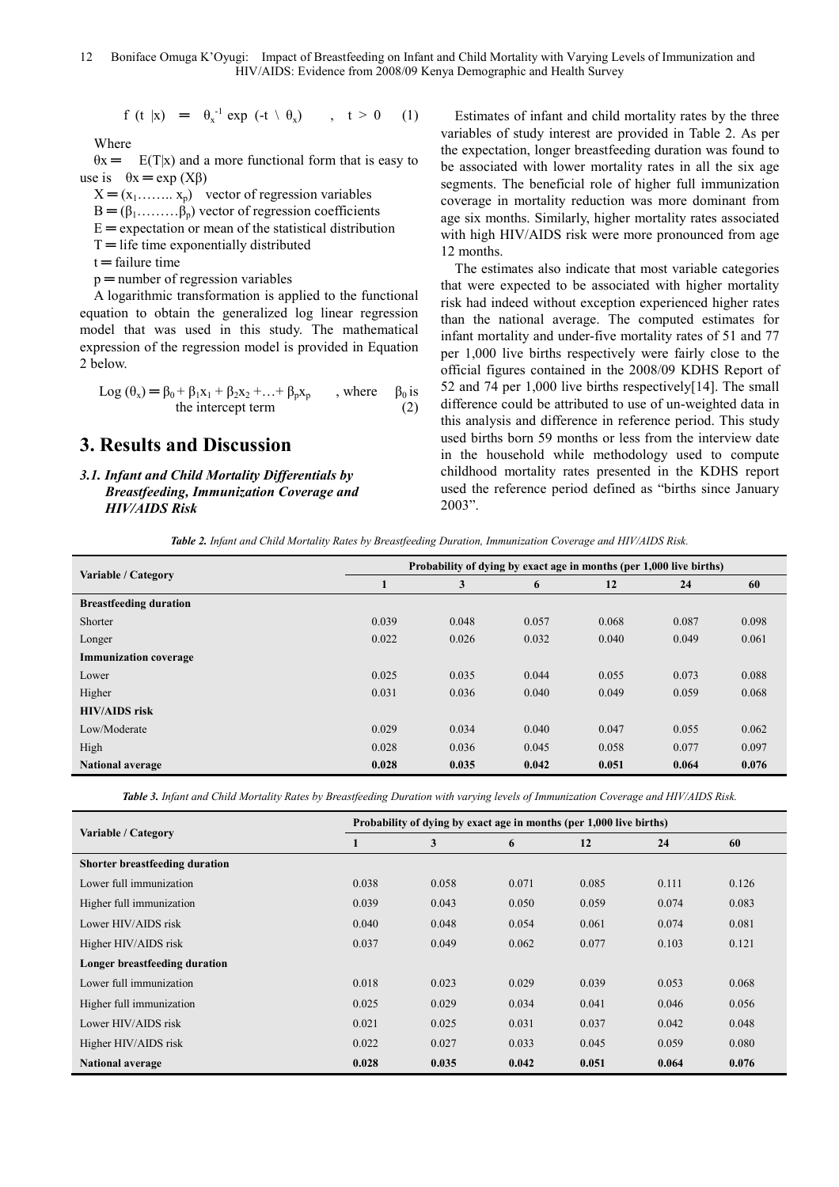$$f(t|x) = \theta_x^{-1} \exp(-t \setminus \theta_x) \quad , \quad t > 0 \qquad (1)$$

Where

$\theta x =$ $E(T|x)$ and a more functional form that is easy to use is $\theta x = \exp(X\beta)$

$X = (x_1 \ldots\ldots x_p)$ vector of regression variables

$B = (\beta_1 \ldots\ldots \beta_p)$ vector of regression coefficients

$E$ = expectation or mean of the statistical distribution

$T$ = life time exponentially distributed

$t$ = failure time

$p$ = number of regression variables

A logarithmic transformation is applied to the functional equation to obtain the generalized log linear regression model that was used in this study. The mathematical expression of the regression model is provided in Equation 2 below.

$$\text{Log}(\theta_x) = \beta_0 + \beta_1 x_1 + \beta_2 x_2 + \ldots + \beta_p x_p \quad \text{, where } \beta_0 \text{ is the intercept term} \qquad (2)$$

## 3. Results and Discussion

### 3.1. Infant and Child Mortality Differentials by Breastfeeding, Immunization Coverage and HIV/AIDS Risk

Estimates of infant and child mortality rates by the three variables of study interest are provided in Table 2. As per the expectation, longer breastfeeding duration was found to be associated with lower mortality rates in all the six age segments. The beneficial role of higher full immunization coverage in mortality reduction was more dominant from age six months. Similarly, higher mortality rates associated with high HIV/AIDS risk were more pronounced from age 12 months.

The estimates also indicate that most variable categories that were expected to be associated with higher mortality risk had indeed without exception experienced higher rates than the national average. The computed estimates for infant mortality and under-five mortality rates of 51 and 77 per 1,000 live births respectively were fairly close to the official figures contained in the 2008/09 KDHS Report of 52 and 74 per 1,000 live births respectively[14]. The small difference could be attributed to use of un-weighted data in this analysis and difference in reference period. This study used births born 59 months or less from the interview date in the household while methodology used to compute childhood mortality rates presented in the KDHS report used the reference period defined as "births since January 2003".

***Table 2.** Infant and Child Mortality Rates by Breastfeeding Duration, Immunization Coverage and HIV/AIDS Risk.*

| Variable / Category | Probability of dying by exact age in months (per 1,000 live births) | | | | | |
|---|---|---|---|---|---|---|
| | 1 | 3 | 6 | 12 | 24 | 60 |
| **Breastfeeding duration** | | | | | | |
| Shorter | 0.039 | 0.048 | 0.057 | 0.068 | 0.087 | 0.098 |
| Longer | 0.022 | 0.026 | 0.032 | 0.040 | 0.049 | 0.061 |
| **Immunization coverage** | | | | | | |
| Lower | 0.025 | 0.035 | 0.044 | 0.055 | 0.073 | 0.088 |
| Higher | 0.031 | 0.036 | 0.040 | 0.049 | 0.059 | 0.068 |
| **HIV/AIDS risk** | | | | | | |
| Low/Moderate | 0.029 | 0.034 | 0.040 | 0.047 | 0.055 | 0.062 |
| High | 0.028 | 0.036 | 0.045 | 0.058 | 0.077 | 0.097 |
| **National average** | **0.028** | **0.035** | **0.042** | **0.051** | **0.064** | **0.076** |

***Table 3.** Infant and Child Mortality Rates by Breastfeeding Duration with varying levels of Immunization Coverage and HIV/AIDS Risk.*

| Variable / Category | Probability of dying by exact age in months (per 1,000 live births) | | | | | |
|---|---|---|---|---|---|---|
| | 1 | 3 | 6 | 12 | 24 | 60 |
| **Shorter breastfeeding duration** | | | | | | |
| Lower full immunization | 0.038 | 0.058 | 0.071 | 0.085 | 0.111 | 0.126 |
| Higher full immunization | 0.039 | 0.043 | 0.050 | 0.059 | 0.074 | 0.083 |
| Lower HIV/AIDS risk | 0.040 | 0.048 | 0.054 | 0.061 | 0.074 | 0.081 |
| Higher HIV/AIDS risk | 0.037 | 0.049 | 0.062 | 0.077 | 0.103 | 0.121 |
| **Longer breastfeeding duration** | | | | | | |
| Lower full immunization | 0.018 | 0.023 | 0.029 | 0.039 | 0.053 | 0.068 |
| Higher full immunization | 0.025 | 0.029 | 0.034 | 0.041 | 0.046 | 0.056 |
| Lower HIV/AIDS risk | 0.021 | 0.025 | 0.031 | 0.037 | 0.042 | 0.048 |
| Higher HIV/AIDS risk | 0.022 | 0.027 | 0.033 | 0.045 | 0.059 | 0.080 |
| **National average** | **0.028** | **0.035** | **0.042** | **0.051** | **0.064** | **0.076** |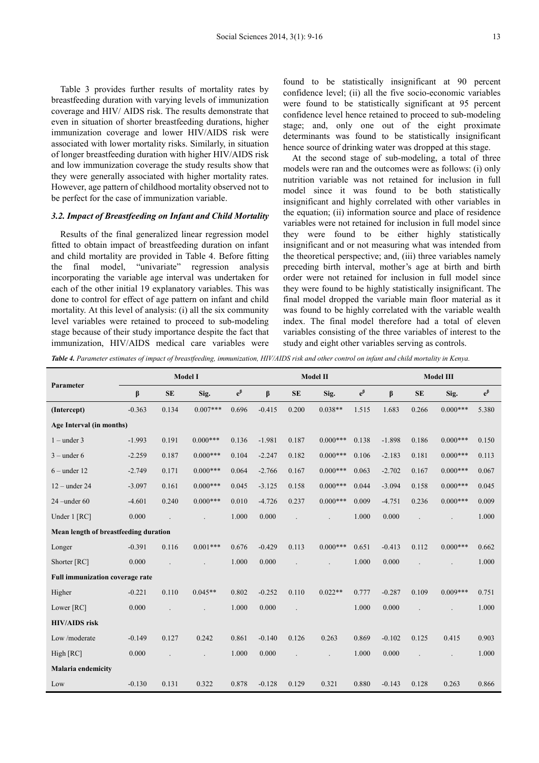Table 3 provides further results of mortality rates by breastfeeding duration with varying levels of immunization coverage and HIV/ AIDS risk. The results demonstrate that even in situation of shorter breastfeeding durations, higher immunization coverage and lower HIV/AIDS risk were associated with lower mortality risks. Similarly, in situation of longer breastfeeding duration with higher HIV/AIDS risk and low immunization coverage the study results show that they were generally associated with higher mortality rates. However, age pattern of childhood mortality observed not to be perfect for the case of immunization variable.

### 3.2. Impact of Breastfeeding on Infant and Child Mortality

Results of the final generalized linear regression model fitted to obtain impact of breastfeeding duration on infant and child mortality are provided in Table 4. Before fitting the final model, "univariate" regression analysis incorporating the variable age interval was undertaken for each of the other initial 19 explanatory variables. This was done to control for effect of age pattern on infant and child mortality. At this level of analysis: (i) all the six community level variables were retained to proceed to sub-modeling stage because of their study importance despite the fact that immunization, HIV/AIDS medical care variables were found to be statistically insignificant at 90 percent confidence level; (ii) all the five socio-economic variables were found to be statistically significant at 95 percent confidence level hence retained to proceed to sub-modeling stage; and, only one out of the eight proximate determinants was found to be statistically insignificant hence source of drinking water was dropped at this stage.

At the second stage of sub-modeling, a total of three models were ran and the outcomes were as follows: (i) only nutrition variable was not retained for inclusion in full model since it was found to be both statistically insignificant and highly correlated with other variables in the equation; (ii) information source and place of residence variables were not retained for inclusion in full model since they were found to be either highly statistically insignificant and or not measuring what was intended from the theoretical perspective; and, (iii) three variables namely preceding birth interval, mother's age at birth and birth order were not retained for inclusion in full model since they were found to be highly statistically insignificant. The final model dropped the variable main floor material as it was found to be highly correlated with the variable wealth index. The final model therefore had a total of eleven variables consisting of the three variables of interest to the study and eight other variables serving as controls.

***Table 4.*** *Parameter estimates of impact of breastfeeding, immunization, HIV/AIDS risk and other control on infant and child mortality in Kenya.*

| Parameter | Model I | | | | Model II | | | | Model III | | | |
|---|---|---|---|---|---|---|---|---|---|---|---|---|
| | β | SE | Sig. | $e^{\beta}$ | β | SE | Sig. | $e^{\beta}$ | β | SE | Sig. | $e^{\beta}$ |
| **(Intercept)** | -0.363 | 0.134 | 0.007*** | 0.696 | -0.415 | 0.200 | 0.038** | 1.515 | 1.683 | 0.266 | 0.000*** | 5.380 |
| **Age Interval (in months)** | | | | | | | | | | | | |
| 1 – under 3 | -1.993 | 0.191 | 0.000*** | 0.136 | -1.981 | 0.187 | 0.000*** | 0.138 | -1.898 | 0.186 | 0.000*** | 0.150 |
| 3 – under 6 | -2.259 | 0.187 | 0.000*** | 0.104 | -2.247 | 0.182 | 0.000*** | 0.106 | -2.183 | 0.181 | 0.000*** | 0.113 |
| 6 – under 12 | -2.749 | 0.171 | 0.000*** | 0.064 | -2.766 | 0.167 | 0.000*** | 0.063 | -2.702 | 0.167 | 0.000*** | 0.067 |
| 12 – under 24 | -3.097 | 0.161 | 0.000*** | 0.045 | -3.125 | 0.158 | 0.000*** | 0.044 | -3.094 | 0.158 | 0.000*** | 0.045 |
| 24 –under 60 | -4.601 | 0.240 | 0.000*** | 0.010 | -4.726 | 0.237 | 0.000*** | 0.009 | -4.751 | 0.236 | 0.000*** | 0.009 |
| Under 1 [RC] | 0.000 | . | . | 1.000 | 0.000 | . | . | 1.000 | 0.000 | . | . | 1.000 |
| **Mean length of breastfeeding duration** | | | | | | | | | | | | |
| Longer | -0.391 | 0.116 | 0.001*** | 0.676 | -0.429 | 0.113 | 0.000*** | 0.651 | -0.413 | 0.112 | 0.000*** | 0.662 |
| Shorter [RC] | 0.000 | . | . | 1.000 | 0.000 | . | . | 1.000 | 0.000 | . | . | 1.000 |
| **Full immunization coverage rate** | | | | | | | | | | | | |
| Higher | -0.221 | 0.110 | 0.045** | 0.802 | -0.252 | 0.110 | 0.022** | 0.777 | -0.287 | 0.109 | 0.009*** | 0.751 |
| Lower [RC] | 0.000 | . | . | 1.000 | 0.000 | . | | 1.000 | 0.000 | . | . | 1.000 |
| **HIV/AIDS risk** | | | | | | | | | | | | |
| Low /moderate | -0.149 | 0.127 | 0.242 | 0.861 | -0.140 | 0.126 | 0.263 | 0.869 | -0.102 | 0.125 | 0.415 | 0.903 |
| High [RC] | 0.000 | . | . | 1.000 | 0.000 | . | . | 1.000 | 0.000 | . | . | 1.000 |
| **Malaria endemicity** | | | | | | | | | | | | |
| Low | -0.130 | 0.131 | 0.322 | 0.878 | -0.128 | 0.129 | 0.321 | 0.880 | -0.143 | 0.128 | 0.263 | 0.866 |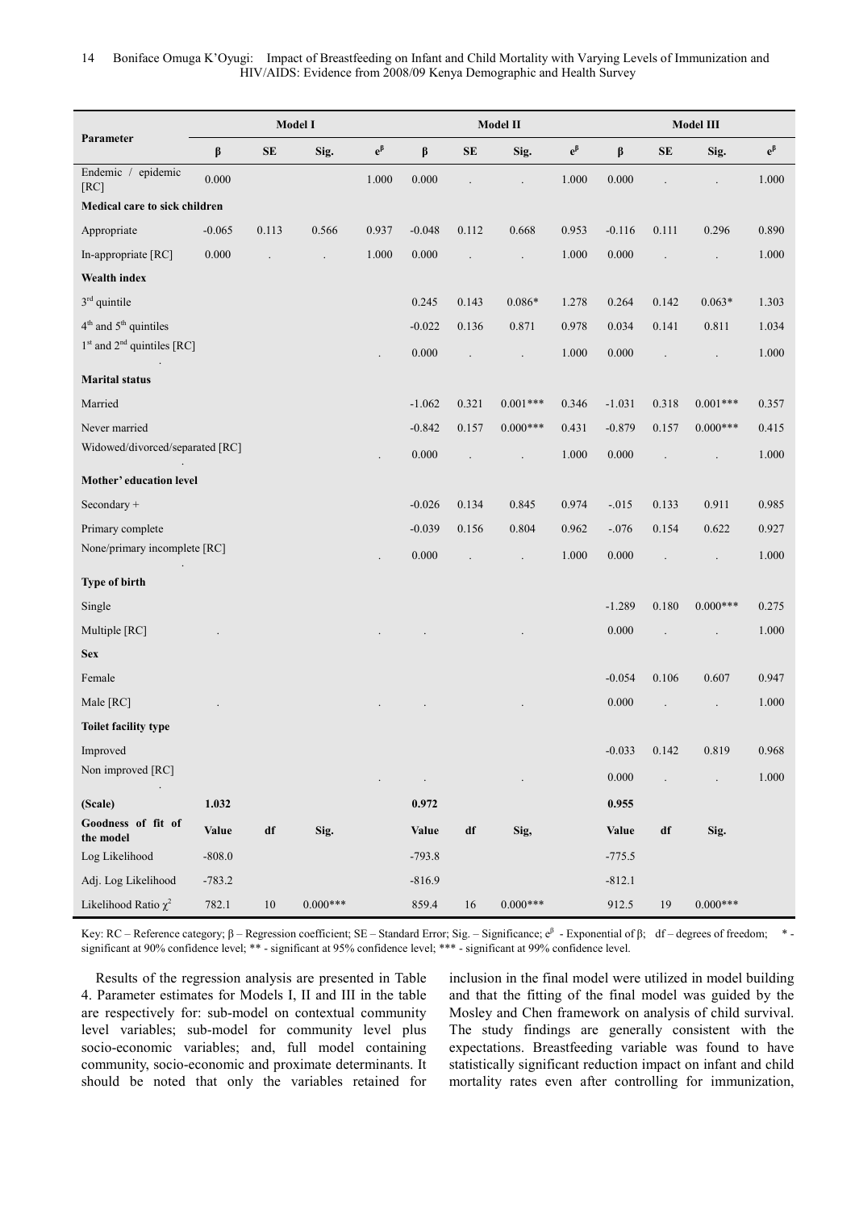| Parameter | Model I | | | | Model II | | | | Model III | | | |
|---|---|---|---|---|---|---|---|---|---|---|---|---|
| | β | SE | Sig. | $e^{\beta}$ | β | SE | Sig. | $e^{\beta}$ | β | SE | Sig. | $e^{\beta}$ |
| Endemic / epidemic [RC] | 0.000 | | | 1.000 | 0.000 | . | . | 1.000 | 0.000 | . | . | 1.000 |
| **Medical care to sick children** | | | | | | | | | | | | |
| Appropriate | -0.065 | 0.113 | 0.566 | 0.937 | -0.048 | 0.112 | 0.668 | 0.953 | -0.116 | 0.111 | 0.296 | 0.890 |
| In-appropriate [RC] | 0.000 | . | . | 1.000 | 0.000 | . | . | 1.000 | 0.000 | . | . | 1.000 |
| **Wealth index** | | | | | | | | | | | | |
| 3rd quintile | | | | | 0.245 | 0.143 | 0.086* | 1.278 | 0.264 | 0.142 | 0.063* | 1.303 |
| 4th and 5th quintiles | | | | | -0.022 | 0.136 | 0.871 | 0.978 | 0.034 | 0.141 | 0.811 | 1.034 |
| 1st and 2nd quintiles [RC] . | | | | . | 0.000 | . | . | 1.000 | 0.000 | . | . | 1.000 |
| **Marital status** | | | | | | | | | | | | |
| Married | | | | | -1.062 | 0.321 | 0.001*** | 0.346 | -1.031 | 0.318 | 0.001*** | 0.357 |
| Never married | | | | | -0.842 | 0.157 | 0.000*** | 0.431 | -0.879 | 0.157 | 0.000*** | 0.415 |
| Widowed/divorced/separated [RC] . | | | | . | 0.000 | . | . | 1.000 | 0.000 | . | . | 1.000 |
| **Mother' education level** | | | | | | | | | | | | |
| Secondary + | | | | | -0.026 | 0.134 | 0.845 | 0.974 | -.015 | 0.133 | 0.911 | 0.985 |
| Primary complete | | | | | -0.039 | 0.156 | 0.804 | 0.962 | -.076 | 0.154 | 0.622 | 0.927 |
| None/primary incomplete [RC] . | | | | . | 0.000 | . | . | 1.000 | 0.000 | . | . | 1.000 |
| **Type of birth** | | | | | | | | | | | | |
| Single | | | | | | | | | -1.289 | 0.180 | 0.000*** | 0.275 |
| Multiple [RC] | . | | | . | . | | . | | 0.000 | . | . | 1.000 |
| **Sex** | | | | | | | | | | | | |
| Female | | | | | | | | | -0.054 | 0.106 | 0.607 | 0.947 |
| Male [RC] | . | | | . | . | | . | | 0.000 | . | . | 1.000 |
| **Toilet facility type** | | | | | | | | | | | | |
| Improved | | | | | | | | | -0.033 | 0.142 | 0.819 | 0.968 |
| Non improved [RC] . | | | | . | . | | . | | 0.000 | . | . | 1.000 |
| **(Scale)** | **1.032** | | | | **0.972** | | | | **0.955** | | | |
| **Goodness of fit of the model** | **Value** | **df** | **Sig.** | | **Value** | **df** | **Sig,** | | **Value** | **df** | **Sig.** | |
| Log Likelihood | -808.0 | | | | -793.8 | | | | -775.5 | | | |
| Adj. Log Likelihood | -783.2 | | | | -816.9 | | | | -812.1 | | | |
| Likelihood Ratio $\chi^2$ | 782.1 | 10 | 0.000*** | | 859.4 | 16 | 0.000*** | | 912.5 | 19 | 0.000*** | |

Key: RC – Reference category; β – Regression coefficient; SE – Standard Error; Sig. – Significance; $e^{\beta}$ - Exponential of β; df – degrees of freedom; * - significant at 90% confidence level; ** - significant at 95% confidence level; *** - significant at 99% confidence level.

Results of the regression analysis are presented in Table 4. Parameter estimates for Models I, II and III in the table are respectively for: sub-model on contextual community level variables; sub-model for community level plus socio-economic variables; and, full model containing community, socio-economic and proximate determinants. It should be noted that only the variables retained for inclusion in the final model were utilized in model building and that the fitting of the final model was guided by the Mosley and Chen framework on analysis of child survival. The study findings are generally consistent with the expectations. Breastfeeding variable was found to have statistically significant reduction impact on infant and child mortality rates even after controlling for immunization,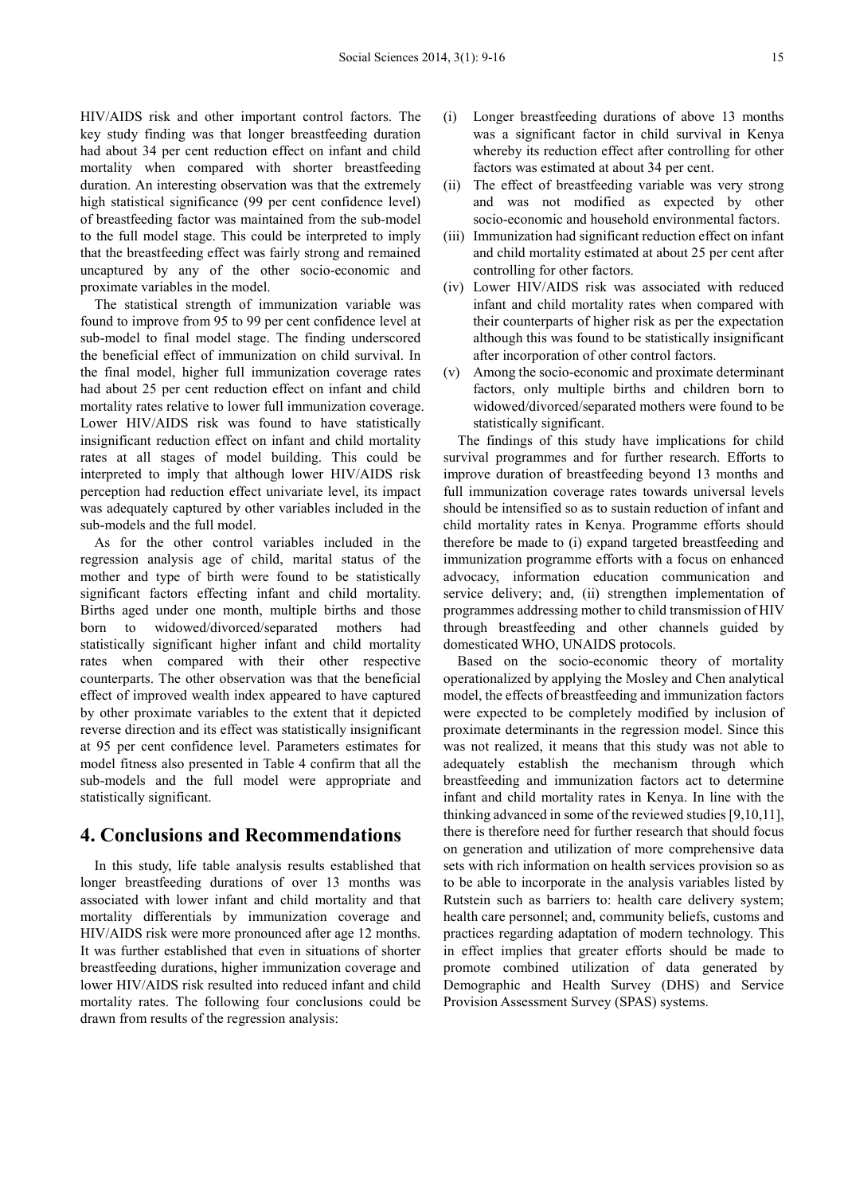HIV/AIDS risk and other important control factors. The key study finding was that longer breastfeeding duration had about 34 per cent reduction effect on infant and child mortality when compared with shorter breastfeeding duration. An interesting observation was that the extremely high statistical significance (99 per cent confidence level) of breastfeeding factor was maintained from the sub-model to the full model stage. This could be interpreted to imply that the breastfeeding effect was fairly strong and remained uncaptured by any of the other socio-economic and proximate variables in the model.

The statistical strength of immunization variable was found to improve from 95 to 99 per cent confidence level at sub-model to final model stage. The finding underscored the beneficial effect of immunization on child survival. In the final model, higher full immunization coverage rates had about 25 per cent reduction effect on infant and child mortality rates relative to lower full immunization coverage. Lower HIV/AIDS risk was found to have statistically insignificant reduction effect on infant and child mortality rates at all stages of model building. This could be interpreted to imply that although lower HIV/AIDS risk perception had reduction effect univariate level, its impact was adequately captured by other variables included in the sub-models and the full model.

As for the other control variables included in the regression analysis age of child, marital status of the mother and type of birth were found to be statistically significant factors effecting infant and child mortality. Births aged under one month, multiple births and those born to widowed/divorced/separated mothers had statistically significant higher infant and child mortality rates when compared with their other respective counterparts. The other observation was that the beneficial effect of improved wealth index appeared to have captured by other proximate variables to the extent that it depicted reverse direction and its effect was statistically insignificant at 95 per cent confidence level. Parameters estimates for model fitness also presented in Table 4 confirm that all the sub-models and the full model were appropriate and statistically significant.

## 4. Conclusions and Recommendations

In this study, life table analysis results established that longer breastfeeding durations of over 13 months was associated with lower infant and child mortality and that mortality differentials by immunization coverage and HIV/AIDS risk were more pronounced after age 12 months. It was further established that even in situations of shorter breastfeeding durations, higher immunization coverage and lower HIV/AIDS risk resulted into reduced infant and child mortality rates. The following four conclusions could be drawn from results of the regression analysis:

(i) Longer breastfeeding durations of above 13 months was a significant factor in child survival in Kenya whereby its reduction effect after controlling for other factors was estimated at about 34 per cent.

(ii) The effect of breastfeeding variable was very strong and was not modified as expected by other socio-economic and household environmental factors.

(iii) Immunization had significant reduction effect on infant and child mortality estimated at about 25 per cent after controlling for other factors.

(iv) Lower HIV/AIDS risk was associated with reduced infant and child mortality rates when compared with their counterparts of higher risk as per the expectation although this was found to be statistically insignificant after incorporation of other control factors.

(v) Among the socio-economic and proximate determinant factors, only multiple births and children born to widowed/divorced/separated mothers were found to be statistically significant.

The findings of this study have implications for child survival programmes and for further research. Efforts to improve duration of breastfeeding beyond 13 months and full immunization coverage rates towards universal levels should be intensified so as to sustain reduction of infant and child mortality rates in Kenya. Programme efforts should therefore be made to (i) expand targeted breastfeeding and immunization programme efforts with a focus on enhanced advocacy, information education communication and service delivery; and, (ii) strengthen implementation of programmes addressing mother to child transmission of HIV through breastfeeding and other channels guided by domesticated WHO, UNAIDS protocols.

Based on the socio-economic theory of mortality operationalized by applying the Mosley and Chen analytical model, the effects of breastfeeding and immunization factors were expected to be completely modified by inclusion of proximate determinants in the regression model. Since this was not realized, it means that this study was not able to adequately establish the mechanism through which breastfeeding and immunization factors act to determine infant and child mortality rates in Kenya. In line with the thinking advanced in some of the reviewed studies [9,10,11], there is therefore need for further research that should focus on generation and utilization of more comprehensive data sets with rich information on health services provision so as to be able to incorporate in the analysis variables listed by Rutstein such as barriers to: health care delivery system; health care personnel; and, community beliefs, customs and practices regarding adaptation of modern technology. This in effect implies that greater efforts should be made to promote combined utilization of data generated by Demographic and Health Survey (DHS) and Service Provision Assessment Survey (SPAS) systems.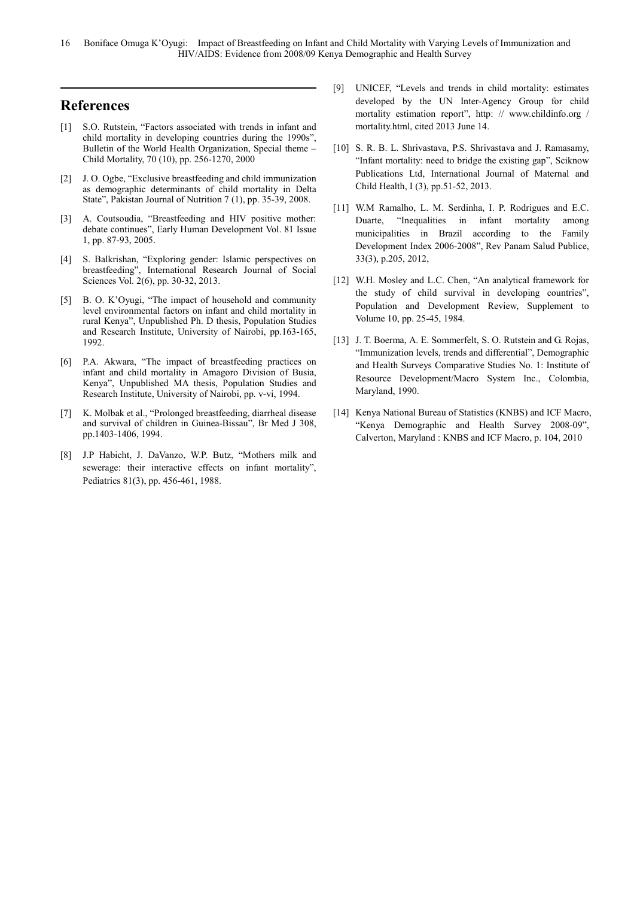## References

[1] S.O. Rutstein, "Factors associated with trends in infant and child mortality in developing countries during the 1990s", Bulletin of the World Health Organization, Special theme – Child Mortality, 70 (10), pp. 256-1270, 2000

[2] J. O. Ogbe, "Exclusive breastfeeding and child immunization as demographic determinants of child mortality in Delta State", Pakistan Journal of Nutrition 7 (1), pp. 35-39, 2008.

[3] A. Coutsoudia, "Breastfeeding and HIV positive mother: debate continues", Early Human Development Vol. 81 Issue 1, pp. 87-93, 2005.

[4] S. Balkrishan, "Exploring gender: Islamic perspectives on breastfeeding", International Research Journal of Social Sciences Vol. 2(6), pp. 30-32, 2013.

[5] B. O. K'Oyugi, "The impact of household and community level environmental factors on infant and child mortality in rural Kenya", Unpublished Ph. D thesis, Population Studies and Research Institute, University of Nairobi, pp.163-165, 1992.

[6] P.A. Akwara, "The impact of breastfeeding practices on infant and child mortality in Amagoro Division of Busia, Kenya", Unpublished MA thesis, Population Studies and Research Institute, University of Nairobi, pp. v-vi, 1994.

[7] K. Molbak et al., "Prolonged breastfeeding, diarrheal disease and survival of children in Guinea-Bissau", Br Med J 308, pp.1403-1406, 1994.

[8] J.P Habicht, J. DaVanzo, W.P. Butz, "Mothers milk and sewerage: their interactive effects on infant mortality", Pediatrics 81(3), pp. 456-461, 1988.

[9] UNICEF, "Levels and trends in child mortality: estimates developed by the UN Inter-Agency Group for child mortality estimation report", http: // www.childinfo.org / mortality.html, cited 2013 June 14.

[10] S. R. B. L. Shrivastava, P.S. Shrivastava and J. Ramasamy, "Infant mortality: need to bridge the existing gap", Sciknow Publications Ltd, International Journal of Maternal and Child Health, I (3), pp.51-52, 2013.

[11] W.M Ramalho, L. M. Serdinha, I. P. Rodrigues and E.C. Duarte, "Inequalities in infant mortality among municipalities in Brazil according to the Family Development Index 2006-2008", Rev Panam Salud Publice, 33(3), p.205, 2012,

[12] W.H. Mosley and L.C. Chen, "An analytical framework for the study of child survival in developing countries", Population and Development Review, Supplement to Volume 10, pp. 25-45, 1984.

[13] J. T. Boerma, A. E. Sommerfelt, S. O. Rutstein and G. Rojas, "Immunization levels, trends and differential", Demographic and Health Surveys Comparative Studies No. 1: Institute of Resource Development/Macro System Inc., Colombia, Maryland, 1990.

[14] Kenya National Bureau of Statistics (KNBS) and ICF Macro, "Kenya Demographic and Health Survey 2008-09", Calverton, Maryland : KNBS and ICF Macro, p. 104, 2010